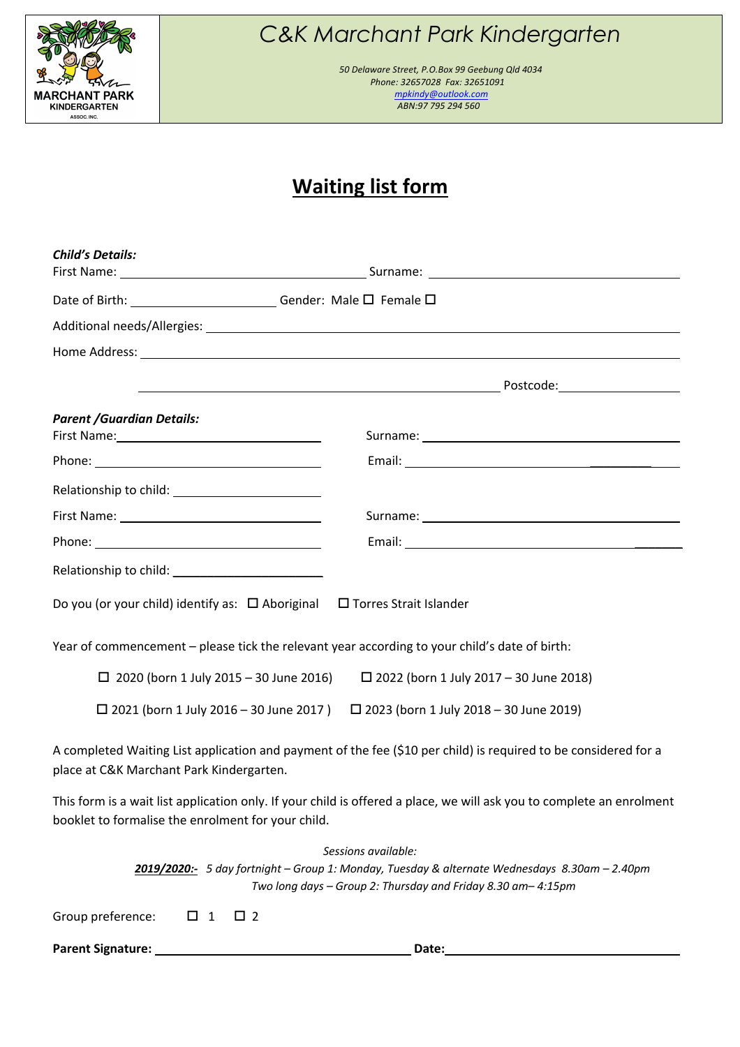# C&K Marchant Park Kindergarten

*50 Delaware Street, P.O.Box 99 Geebung Qld 4034*
*Phone: 32657028 Fax: 32651091*
*mpkindy@outlook.com*
*ABN:97 795 294 560*

MARCHANT PARK KINDERGARTEN ASSOC. INC.

## Waiting list form

***Child's Details:***

First Name: ______________________ Surname: ______________________

Date of Birth: ______________ Gender: Male ☐ Female ☐

Additional needs/Allergies: ______________________

Home Address: ______________________

______________________ Postcode: __________

***Parent /Guardian Details:***

First Name: ______________________ Surname: ______________________

Phone: ______________________ Email: ______________________

Relationship to child: ______________

First Name: ______________________ Surname: ______________________

Phone: ______________________ Email: ______________________

Relationship to child: ______________

Do you (or your child) identify as: ☐ Aboriginal ☐ Torres Strait Islander

Year of commencement – please tick the relevant year according to your child's date of birth:

☐ 2020 (born 1 July 2015 – 30 June 2016) ☐ 2022 (born 1 July 2017 – 30 June 2018)

☐ 2021 (born 1 July 2016 – 30 June 2017 ) ☐ 2023 (born 1 July 2018 – 30 June 2019)

A completed Waiting List application and payment of the fee ($10 per child) is required to be considered for a place at C&K Marchant Park Kindergarten.

This form is a wait list application only. If your child is offered a place, we will ask you to complete an enrolment booklet to formalise the enrolment for your child.

*Sessions available:*

***2019/2020:-*** *5 day fortnight – Group 1: Monday, Tuesday & alternate Wednesdays 8.30am – 2.40pm*
*Two long days – Group 2: Thursday and Friday 8.30 am– 4:15pm*

Group preference: ☐ 1 ☐ 2

**Parent Signature:** ______________________ **Date:** ______________________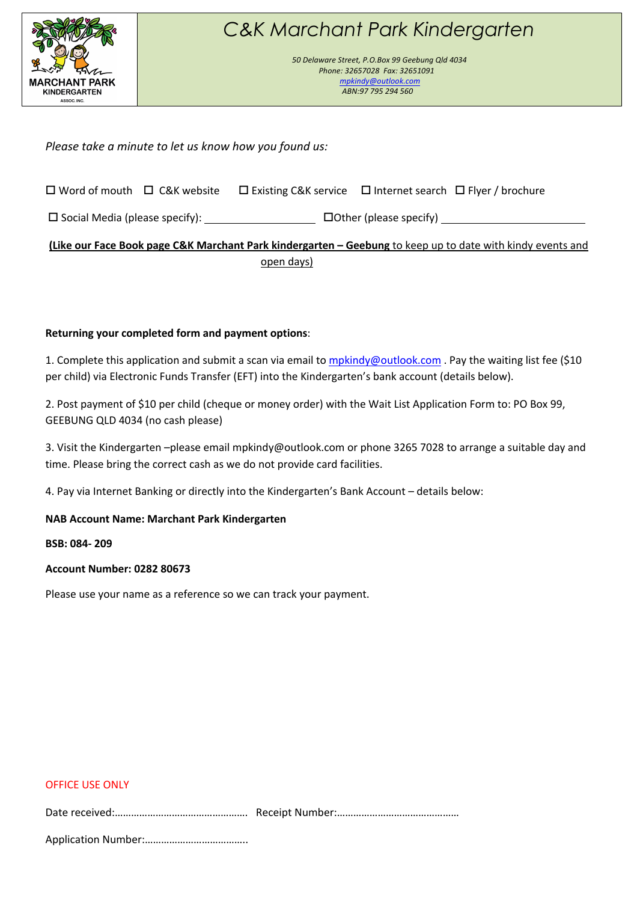# C&K Marchant Park Kindergarten

*50 Delaware Street, P.O.Box 99 Geebung Qld 4034*
*Phone: 32657028 Fax: 32651091*
*mpkindy@outlook.com*
*ABN:97 795 294 560*

*Please take a minute to let us know how you found us:*

☐ Word of mouth ☐ C&K website ☐ Existing C&K service ☐ Internet search ☐ Flyer / brochure

☐ Social Media (please specify): ____________________ ☐Other (please specify) ____________________

**(Like our Face Book page C&K Marchant Park kindergarten – Geebung** to keep up to date with kindy events and open days)

**Returning your completed form and payment options**:

1. Complete this application and submit a scan via email to mpkindy@outlook.com . Pay the waiting list fee ($10 per child) via Electronic Funds Transfer (EFT) into the Kindergarten's bank account (details below).

2. Post payment of $10 per child (cheque or money order) with the Wait List Application Form to: PO Box 99, GEEBUNG QLD 4034 (no cash please)

3. Visit the Kindergarten –please email mpkindy@outlook.com or phone 3265 7028 to arrange a suitable day and time. Please bring the correct cash as we do not provide card facilities.

4. Pay via Internet Banking or directly into the Kindergarten's Bank Account – details below:

**NAB Account Name: Marchant Park Kindergarten**

**BSB: 084- 209**

**Account Number: 0282 80673**

Please use your name as a reference so we can track your payment.

OFFICE USE ONLY

Date received:………………………………………… Receipt Number:………………………………………

Application Number:………………………………..